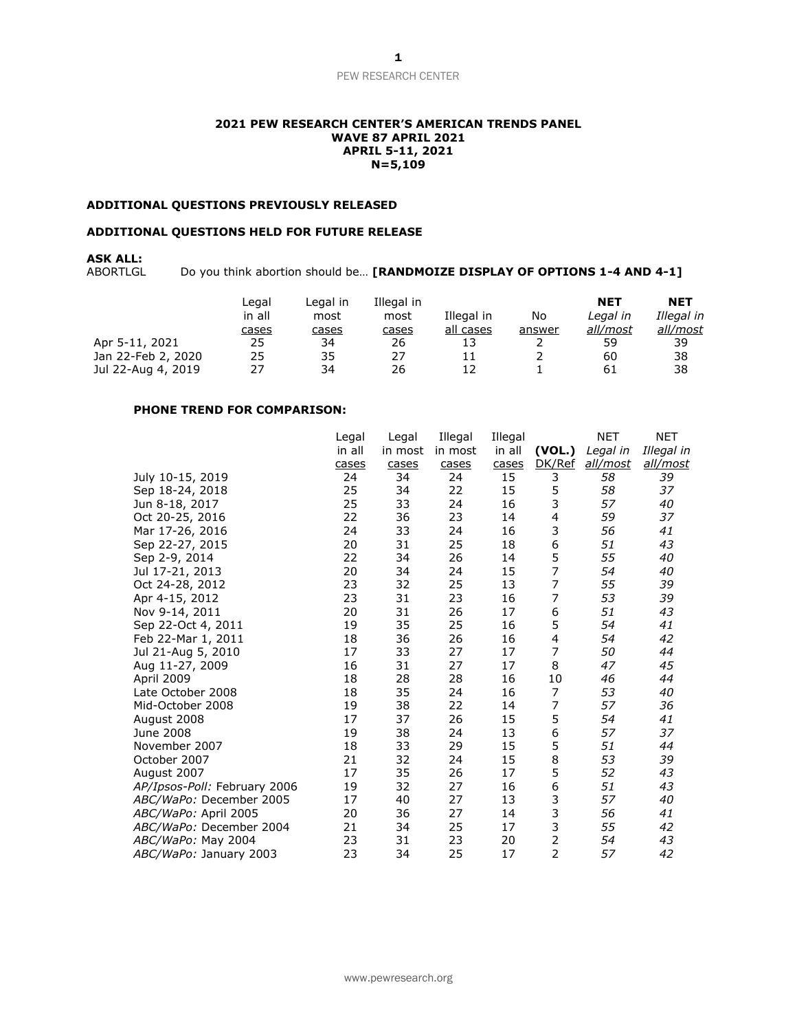**2021 PEW RESEARCH CENTER'S AMERICAN TRENDS PANEL**
**WAVE 87 APRIL 2021**
**APRIL 5-11, 2021**
**N=5,109**

**ADDITIONAL QUESTIONS PREVIOUSLY RELEASED**

**ADDITIONAL QUESTIONS HELD FOR FUTURE RELEASE**

**ASK ALL:**
ABORTLGL Do you think abortion should be… **[RANDMOIZE DISPLAY OF OPTIONS 1-4 AND 4-1]**

| | Legal in all cases | Legal in most cases | Illegal in most cases | Illegal in all cases | No answer | **NET** *Legal in all/most* | **NET** *Illegal in all/most* |
|---|---|---|---|---|---|---|---|
| Apr 5-11, 2021 | 25 | 34 | 26 | 13 | 2 | 59 | 39 |
| Jan 22-Feb 2, 2020 | 25 | 35 | 27 | 11 | 2 | 60 | 38 |
| Jul 22-Aug 4, 2019 | 27 | 34 | 26 | 12 | 1 | 61 | 38 |

**PHONE TREND FOR COMPARISON:**

| | Legal in all cases | Legal in most cases | Illegal in most cases | Illegal in all cases | **(VOL.)** DK/Ref | NET *Legal in all/most* | NET *Illegal in all/most* |
|---|---|---|---|---|---|---|---|
| July 10-15, 2019 | 24 | 34 | 24 | 15 | 3 | *58* | *39* |
| Sep 18-24, 2018 | 25 | 34 | 22 | 15 | 5 | *58* | *37* |
| Jun 8-18, 2017 | 25 | 33 | 24 | 16 | 3 | *57* | *40* |
| Oct 20-25, 2016 | 22 | 36 | 23 | 14 | 4 | *59* | *37* |
| Mar 17-26, 2016 | 24 | 33 | 24 | 16 | 3 | *56* | *41* |
| Sep 22-27, 2015 | 20 | 31 | 25 | 18 | 6 | *51* | *43* |
| Sep 2-9, 2014 | 22 | 34 | 26 | 14 | 5 | *55* | *40* |
| Jul 17-21, 2013 | 20 | 34 | 24 | 15 | 7 | *54* | *40* |
| Oct 24-28, 2012 | 23 | 32 | 25 | 13 | 7 | *55* | *39* |
| Apr 4-15, 2012 | 23 | 31 | 23 | 16 | 7 | *53* | *39* |
| Nov 9-14, 2011 | 20 | 31 | 26 | 17 | 6 | *51* | *43* |
| Sep 22-Oct 4, 2011 | 19 | 35 | 25 | 16 | 5 | *54* | *41* |
| Feb 22-Mar 1, 2011 | 18 | 36 | 26 | 16 | 4 | *54* | *42* |
| Jul 21-Aug 5, 2010 | 17 | 33 | 27 | 17 | 7 | *50* | *44* |
| Aug 11-27, 2009 | 16 | 31 | 27 | 17 | 8 | *47* | *45* |
| April 2009 | 18 | 28 | 28 | 16 | 10 | *46* | *44* |
| Late October 2008 | 18 | 35 | 24 | 16 | 7 | *53* | *40* |
| Mid-October 2008 | 19 | 38 | 22 | 14 | 7 | *57* | *36* |
| August 2008 | 17 | 37 | 26 | 15 | 5 | *54* | *41* |
| June 2008 | 19 | 38 | 24 | 13 | 6 | *57* | *37* |
| November 2007 | 18 | 33 | 29 | 15 | 5 | *51* | *44* |
| October 2007 | 21 | 32 | 24 | 15 | 8 | *53* | *39* |
| August 2007 | 17 | 35 | 26 | 17 | 5 | *52* | *43* |
| *AP/Ipsos-Poll:* February 2006 | 19 | 32 | 27 | 16 | 6 | *51* | *43* |
| *ABC/WaPo:* December 2005 | 17 | 40 | 27 | 13 | 3 | *57* | *40* |
| *ABC/WaPo:* April 2005 | 20 | 36 | 27 | 14 | 3 | *56* | *41* |
| *ABC/WaPo:* December 2004 | 21 | 34 | 25 | 17 | 3 | *55* | *42* |
| *ABC/WaPo:* May 2004 | 23 | 31 | 23 | 20 | 2 | *54* | *43* |
| *ABC/WaPo:* January 2003 | 23 | 34 | 25 | 17 | 2 | *57* | *42* |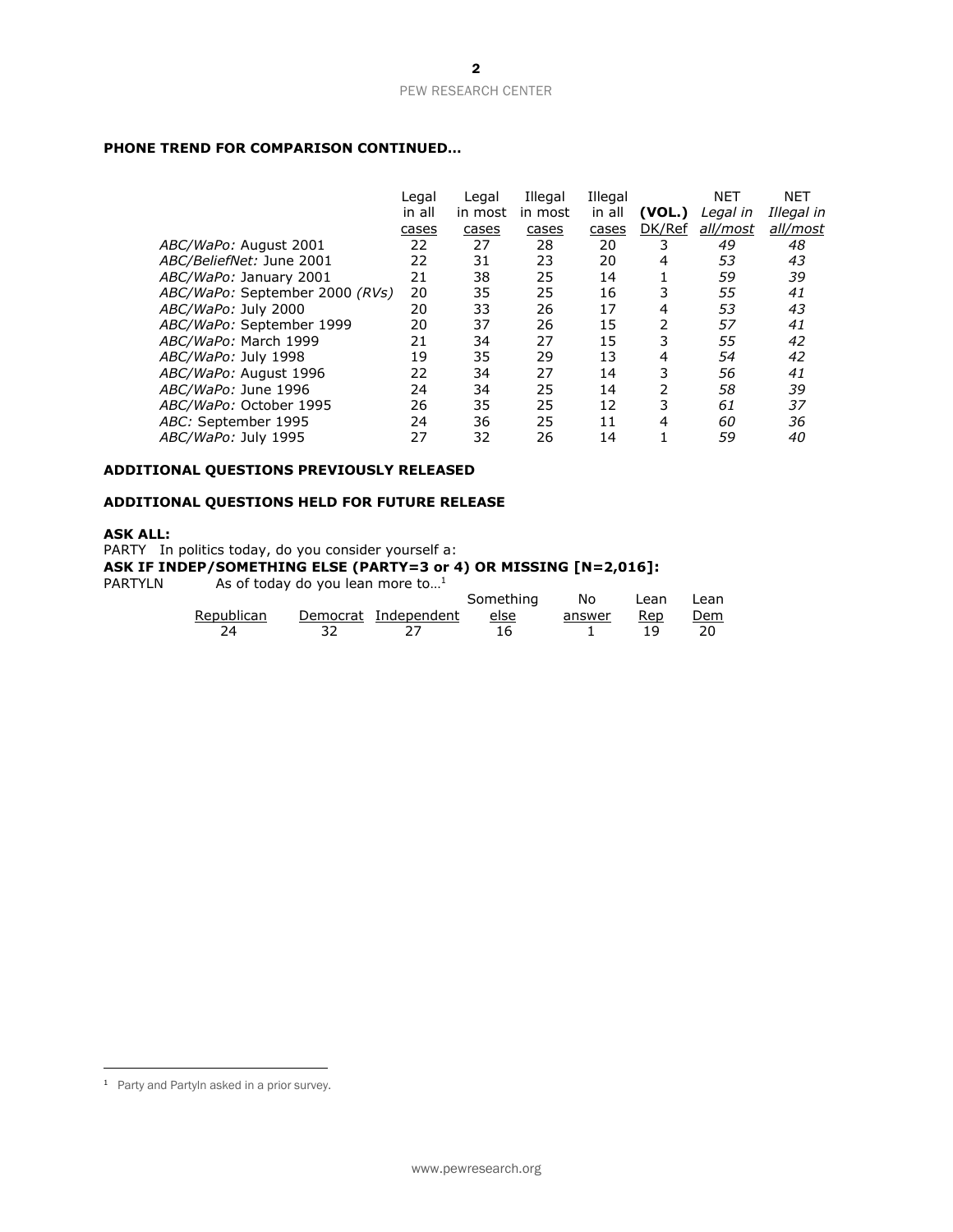**PHONE TREND FOR COMPARISON CONTINUED…**

| | Legal in all cases | Legal in most cases | Illegal in most cases | Illegal in all cases | **(VOL.)** DK/Ref | NET *Legal in all/most* | NET *Illegal in all/most* |
|---|---|---|---|---|---|---|---|
| *ABC/WaPo:* August 2001 | 22 | 27 | 28 | 20 | 3 | *49* | *48* |
| *ABC/BeliefNet:* June 2001 | 22 | 31 | 23 | 20 | 4 | *53* | *43* |
| *ABC/WaPo:* January 2001 | 21 | 38 | 25 | 14 | 1 | *59* | *39* |
| *ABC/WaPo:* September 2000 *(RVs)* | 20 | 35 | 25 | 16 | 3 | *55* | *41* |
| *ABC/WaPo:* July 2000 | 20 | 33 | 26 | 17 | 4 | *53* | *43* |
| *ABC/WaPo:* September 1999 | 20 | 37 | 26 | 15 | 2 | *57* | *41* |
| *ABC/WaPo:* March 1999 | 21 | 34 | 27 | 15 | 3 | *55* | *42* |
| *ABC/WaPo:* July 1998 | 19 | 35 | 29 | 13 | 4 | *54* | *42* |
| *ABC/WaPo:* August 1996 | 22 | 34 | 27 | 14 | 3 | *56* | *41* |
| *ABC/WaPo:* June 1996 | 24 | 34 | 25 | 14 | 2 | *58* | *39* |
| *ABC/WaPo:* October 1995 | 26 | 35 | 25 | 12 | 3 | *61* | *37* |
| *ABC:* September 1995 | 24 | 36 | 25 | 11 | 4 | *60* | *36* |
| *ABC/WaPo:* July 1995 | 27 | 32 | 26 | 14 | 1 | *59* | *40* |

**ADDITIONAL QUESTIONS PREVIOUSLY RELEASED**

**ADDITIONAL QUESTIONS HELD FOR FUTURE RELEASE**

**ASK ALL:**
PARTY In politics today, do you consider yourself a:
**ASK IF INDEP/SOMETHING ELSE (PARTY=3 or 4) OR MISSING [N=2,016]:**
PARTYLN As of today do you lean more to…[1]

| Republican | Democrat | Independent | Something else | No answer | Lean Rep | Lean Dem |
|---|---|---|---|---|---|---|
| 24 | 32 | 27 | 16 | 1 | 19 | 20 |

[1] Party and Partyln asked in a prior survey.